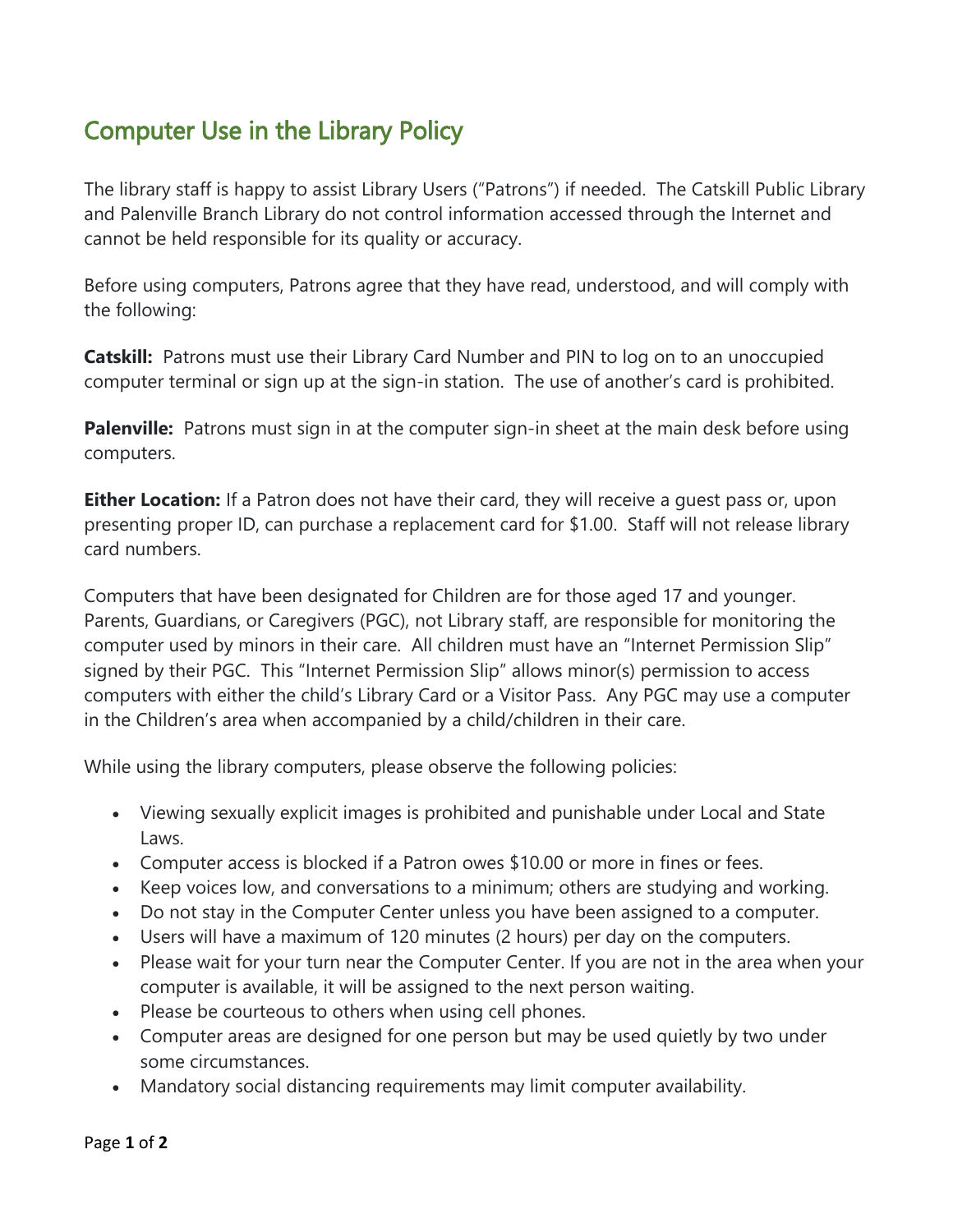# Computer Use in the Library Policy

The library staff is happy to assist Library Users ("Patrons") if needed. The Catskill Public Library and Palenville Branch Library do not control information accessed through the Internet and cannot be held responsible for its quality or accuracy.

Before using computers, Patrons agree that they have read, understood, and will comply with the following:

**Catskill:** Patrons must use their Library Card Number and PIN to log on to an unoccupied computer terminal or sign up at the sign-in station. The use of another's card is prohibited.

**Palenville:** Patrons must sign in at the computer sign-in sheet at the main desk before using computers.

**Either Location:** If a Patron does not have their card, they will receive a guest pass or, upon presenting proper ID, can purchase a replacement card for $1.00. Staff will not release library card numbers.

Computers that have been designated for Children are for those aged 17 and younger. Parents, Guardians, or Caregivers (PGC), not Library staff, are responsible for monitoring the computer used by minors in their care. All children must have an "Internet Permission Slip" signed by their PGC. This "Internet Permission Slip" allows minor(s) permission to access computers with either the child's Library Card or a Visitor Pass. Any PGC may use a computer in the Children's area when accompanied by a child/children in their care.

While using the library computers, please observe the following policies:

- Viewing sexually explicit images is prohibited and punishable under Local and State Laws.
- Computer access is blocked if a Patron owes $10.00 or more in fines or fees.
- Keep voices low, and conversations to a minimum; others are studying and working.
- Do not stay in the Computer Center unless you have been assigned to a computer.
- Users will have a maximum of 120 minutes (2 hours) per day on the computers.
- Please wait for your turn near the Computer Center. If you are not in the area when your computer is available, it will be assigned to the next person waiting.
- Please be courteous to others when using cell phones.
- Computer areas are designed for one person but may be used quietly by two under some circumstances.
- Mandatory social distancing requirements may limit computer availability.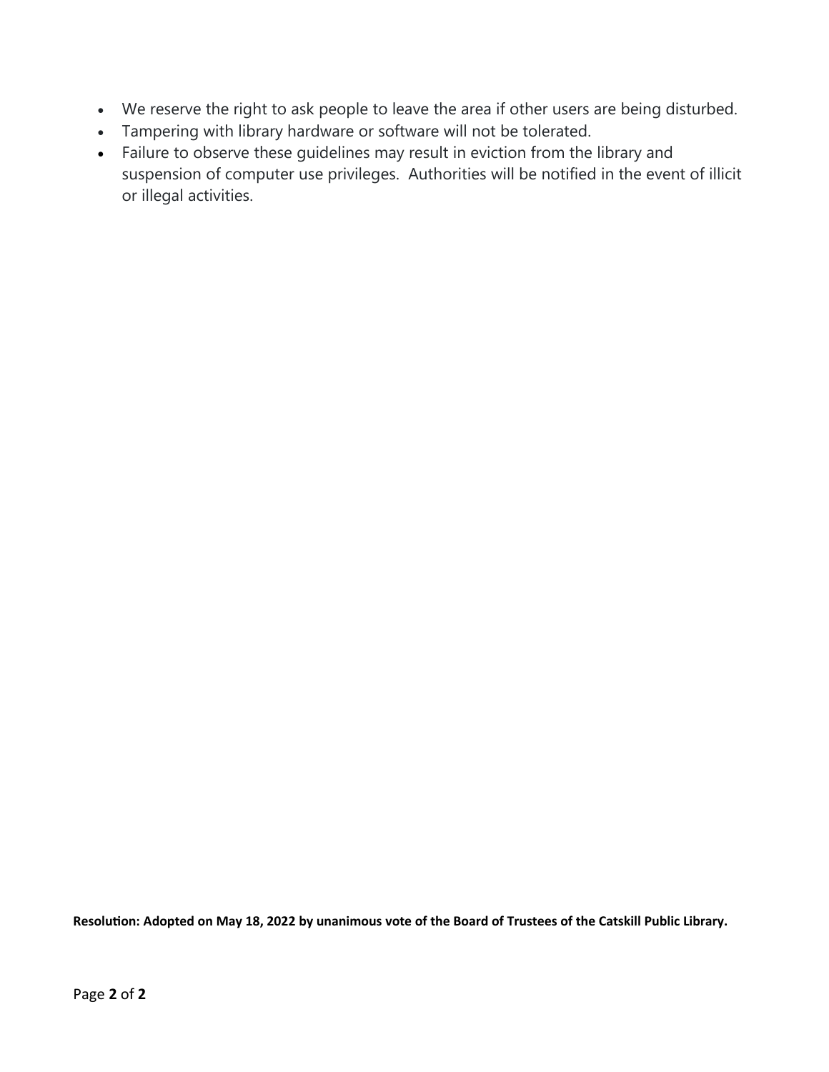- We reserve the right to ask people to leave the area if other users are being disturbed.
- Tampering with library hardware or software will not be tolerated.
- Failure to observe these guidelines may result in eviction from the library and suspension of computer use privileges. Authorities will be notified in the event of illicit or illegal activities.

**Resolution: Adopted on May 18, 2022 by unanimous vote of the Board of Trustees of the Catskill Public Library.**